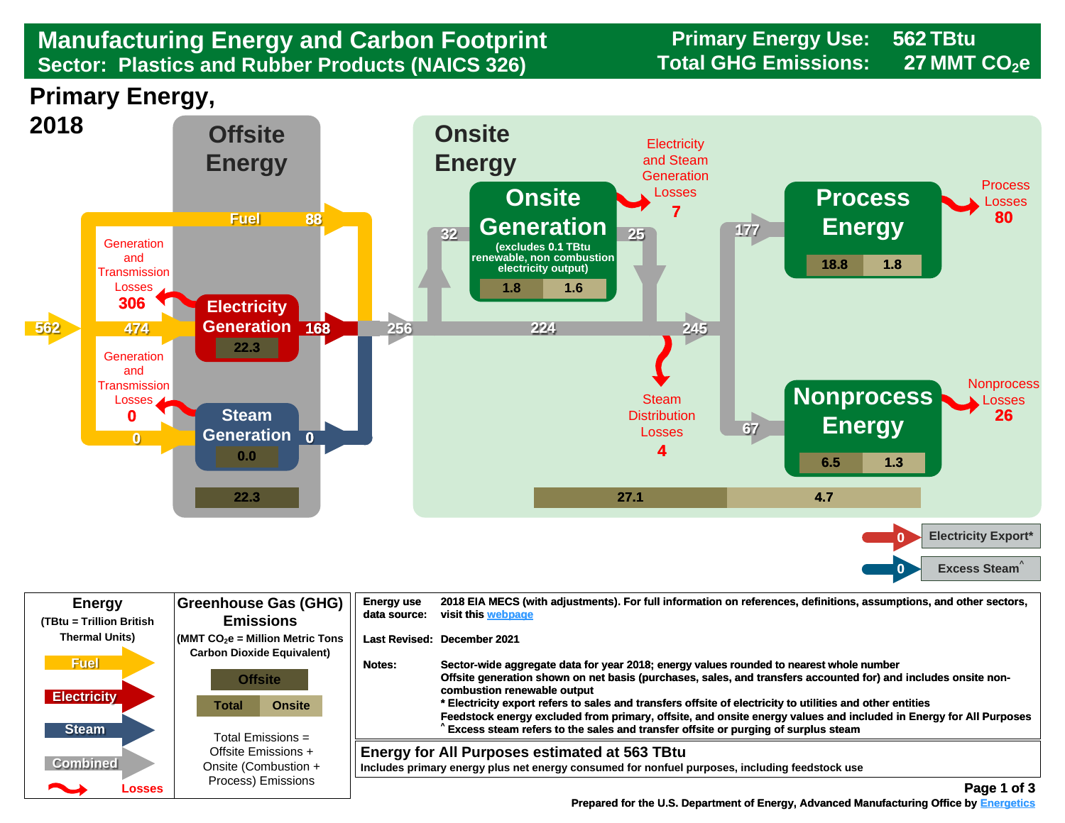# Manufacturing Energy and Carbon Footprint

## Sector: Plastics and Rubber Products (NAICS 326)

**Primary Energy Use: 562 TBtu**
**Total GHG Emissions: 27 MMT $CO_2e$**

## Primary Energy, 2018

### Offsite Energy

- Primary energy input: 562
- Fuel: 88
- To Electricity Generation: 474
- To Steam Generation: 0
- Electricity Generation: 168 (emissions 22.3)
- Generation and Transmission Losses: 306
- Steam Generation: 0 (emissions 0.0)
- Generation and Transmission Losses: 0
- Offsite emissions total: 22.3

### Onsite Energy

- Total onsite input: 256
- To Onsite Generation: 32
- Onsite Generation (excludes 0.1 TBtu renewable, non combustion electricity output): output 25; emissions 1.8 (Total), 1.6 (Onsite)
- Electricity and Steam Generation Losses: 7
- Direct flow: 224
- Combined after onsite generation: 245
- Steam Distribution Losses: 4
- Process Energy: 177; emissions 18.8 (Total), 1.8 (Onsite)
- Process Losses: 80
- Nonprocess Energy: 67; emissions 6.5 (Total), 1.3 (Onsite)
- Nonprocess Losses: 26
- Total emissions: 27.1; Onsite emissions: 4.7
- Electricity Export*: 0
- Excess Steam^: 0

| Energy (TBtu = Trillion British Thermal Units) | Greenhouse Gas (GHG) Emissions (MMT $CO_2e$ = Million Metric Tons Carbon Dioxide Equivalent) |
|---|---|
| Fuel | Offsite |
| Electricity | Total / Onsite |
| Steam | Total Emissions = Offsite Emissions + Onsite (Combustion + Process) Emissions |
| Combined | |
| Losses | |

**Energy use data source:** 2018 EIA MECS (with adjustments). For full information on references, definitions, assumptions, and other sectors, visit this webpage

**Last Revised:** December 2021

**Notes:** Sector-wide aggregate data for year 2018; energy values rounded to nearest whole number
Offsite generation shown on net basis (purchases, sales, and transfers accounted for) and includes onsite non-combustion renewable output
* Electricity export refers to sales and transfers offsite of electricity to utilities and other entities
Feedstock energy excluded from primary, offsite, and onsite energy values and included in Energy for All Purposes
^ Excess steam refers to the sales and transfer offsite or purging of surplus steam

**Energy for All Purposes estimated at 563 TBtu**
Includes primary energy plus net energy consumed for nonfuel purposes, including feedstock use

Prepared for the U.S. Department of Energy, Advanced Manufacturing Office by Energetics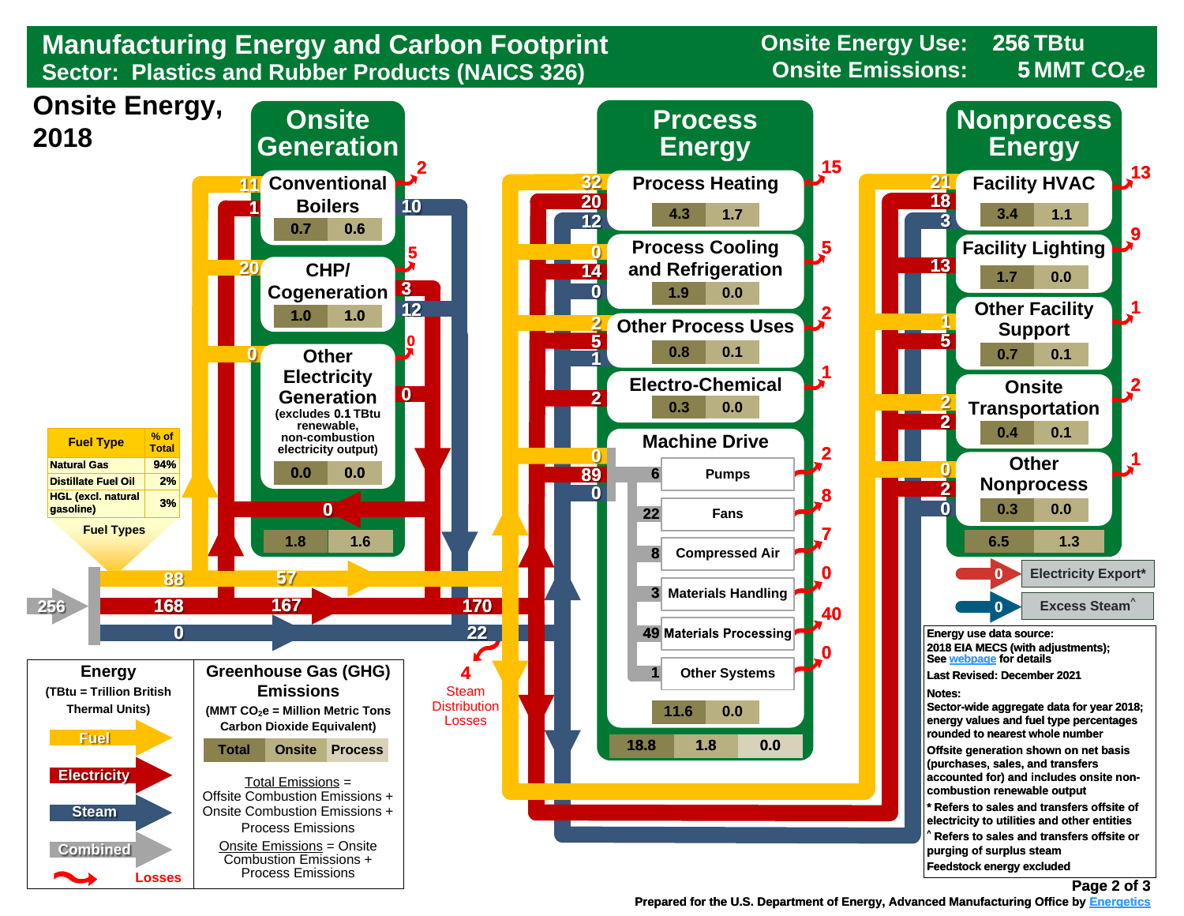# Manufacturing Energy and Carbon Footprint

## Sector: Plastics and Rubber Products (NAICS 326)

**Onsite Energy Use:** 256 TBtu
**Onsite Emissions:** 5 MMT $CO_2e$

## Onsite Energy, 2018

### Onsite Generation

| Component | Fuel | Electricity | Steam | Losses | Total Emissions | Onsite Emissions |
|---|---|---|---|---|---|---|
| Conventional Boilers | 11 | 1 | 10 | 2 | 0.7 | 0.6 |
| CHP/ Cogeneration | 20 | 3 | 12 | 5 | 1.0 | 1.0 |
| Other Electricity Generation (excludes 0.1 TBtu renewable, non-combustion electricity output) | 0 | 0 | | 0 | 0.0 | 0.0 |
| **Onsite Generation Total** | | 0 | | | 1.8 | 1.6 |

### Energy Supply

| Energy Type | Total Supply | To Onsite Generation | Direct to End Use |
|---|---|---|---|
| Combined | 256 | | |
| Fuel | 88 | | 57 |
| Electricity | 168 | | 167 (170 to end uses) |
| Steam | 0 | | 22 to end uses |

4 Steam Distribution Losses

| Fuel Type | % of Total |
|---|---|
| Natural Gas | 94% |
| Distillate Fuel Oil | 2% |
| HGL (excl. natural gasoline) | 3% |

Fuel Types

### Process Energy

| End Use | Fuel | Electricity | Steam | Losses | Total Emissions | Onsite Emissions |
|---|---|---|---|---|---|---|
| Process Heating | 32 | 20 | 12 | 15 | 4.3 | 1.7 |
| Process Cooling and Refrigeration | 0 | 14 | 0 | 5 | 1.9 | 0.0 |
| Other Process Uses | 2 | 5 | 1 | 2 | 0.8 | 0.1 |
| Electro-Chemical | | 2 | | 1 | 0.3 | 0.0 |
| Machine Drive | 0 | 89 | 0 | | 11.6 | 0.0 |

Machine Drive breakdown:

| System | Energy | Losses |
|---|---|---|
| Pumps | 6 | 2 |
| Fans | 22 | 8 |
| Compressed Air | 8 | 7 |
| Materials Handling | 3 | 0 |
| Materials Processing | 49 | 40 |
| Other Systems | 1 | 0 |

Process Energy Emissions: Total 18.8 | Onsite 1.8 | Process 0.0

### Nonprocess Energy

| End Use | Fuel | Electricity | Steam | Losses | Total Emissions | Onsite Emissions |
|---|---|---|---|---|---|---|
| Facility HVAC | 21 | 18 | 3 | 13 | 3.4 | 1.1 |
| Facility Lighting | | 13 | | 9 | 1.7 | 0.0 |
| Other Facility Support | 1 | 5 | | 1 | 0.7 | 0.1 |
| Onsite Transportation | 2 | 2 | | 2 | 0.4 | 0.1 |
| Other Nonprocess | 0 | 2 | 0 | 1 | 0.3 | 0.0 |

Nonprocess Energy Emissions: 6.5 | 1.3

Electricity Export*: 0
Excess Steam^: 0

### Legend

**Energy** (TBtu = Trillion British Thermal Units): Fuel, Electricity, Steam, Combined, Losses

**Greenhouse Gas (GHG) Emissions** (MMT $CO_2e$ = Million Metric Tons Carbon Dioxide Equivalent): Total | Onsite | Process

Total Emissions = Offsite Combustion Emissions + Onsite Combustion Emissions + Process Emissions

Onsite Emissions = Onsite Combustion Emissions + Process Emissions

**Energy use data source:** 2018 EIA MECS (with adjustments); See webpage for details

**Last Revised:** December 2021

**Notes:**
Sector-wide aggregate data for year 2018; energy values and fuel type percentages rounded to nearest whole number

Offsite generation shown on net basis (purchases, sales, and transfers accounted for) and includes onsite non-combustion renewable output

* Refers to sales and transfers offsite of electricity to utilities and other entities

^ Refers to sales and transfers offsite or purging of surplus steam

Feedstock energy excluded

Prepared for the U.S. Department of Energy, Advanced Manufacturing Office by Energetics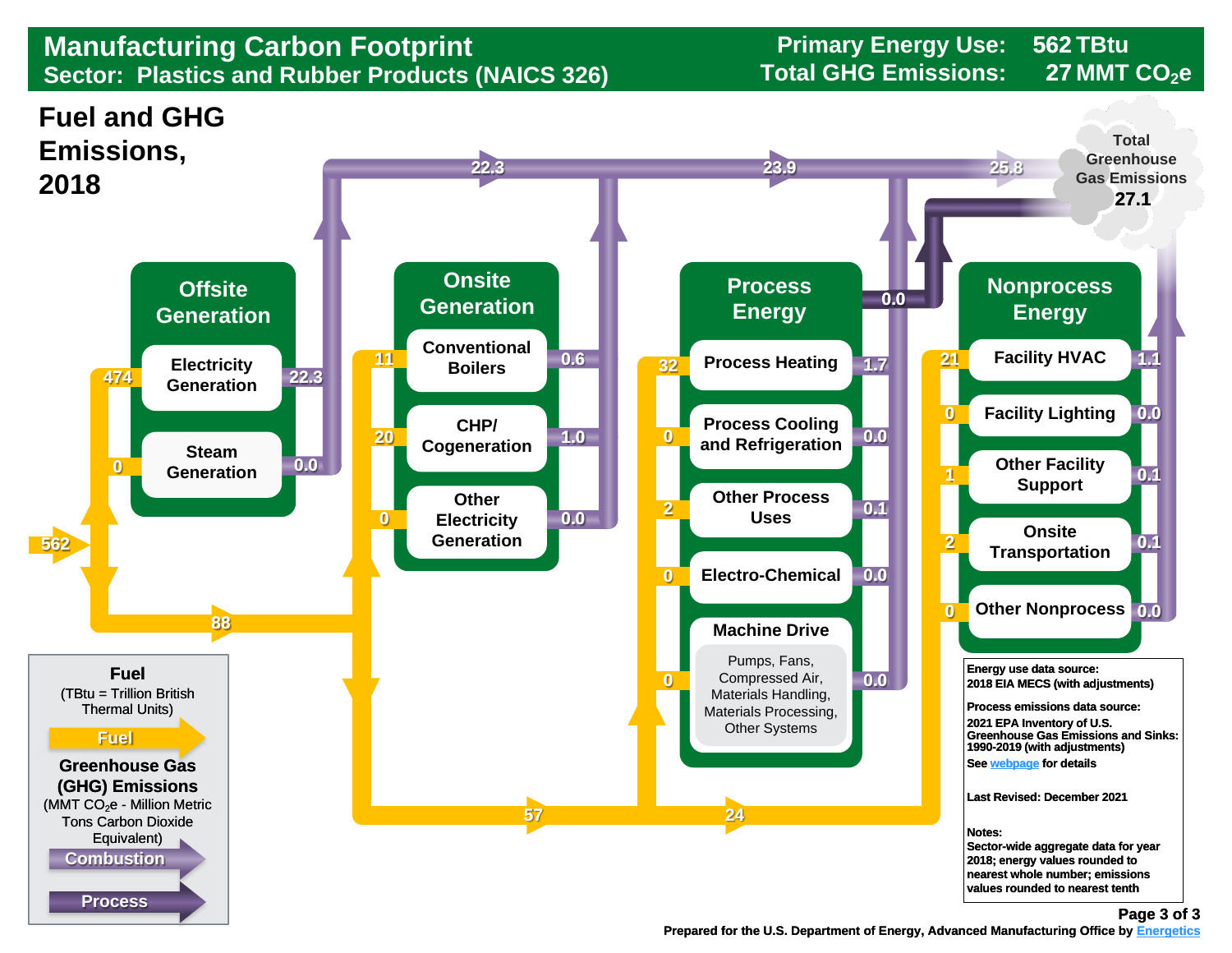# Manufacturing Carbon Footprint

**Sector: Plastics and Rubber Products (NAICS 326)**

**Primary Energy Use:** 562 TBtu

**Total GHG Emissions:** 27 MMT $CO_2e$

## Fuel and GHG Emissions, 2018

562

474

88

### Offsite Generation

Electricity Generation

Steam Generation

0

22.3

0.0

22.3

### Onsite Generation

11

Conventional Boilers

0.6

20

CHP/ Cogeneration

1.0

0

Other Electricity Generation

0.0

23.9

57

### Process Energy

0.0

32

Process Heating

1.7

0

Process Cooling and Refrigeration

0.0

2

Other Process Uses

0.1

0

Electro-Chemical

0.0

Machine Drive

Pumps, Fans, Compressed Air, Materials Handling, Materials Processing, Other Systems

0

0.0

24

### Nonprocess Energy

21

Facility HVAC

1.1

0

Facility Lighting

0.0

1

Other Facility Support

0.1

2

Onsite Transportation

0.1

0

Other Nonprocess

0.0

25.8

Total Greenhouse Gas Emissions

27.1

**Fuel**
(TBtu = Trillion British Thermal Units)

Fuel

**Greenhouse Gas (GHG) Emissions**
(MMT $CO_2e$ - Million Metric Tons Carbon Dioxide Equivalent)

Combustion

Process

**Energy use data source:**
**2018 EIA MECS (with adjustments)**

**Process emissions data source:**
**2021 EPA Inventory of U.S. Greenhouse Gas Emissions and Sinks: 1990-2019 (with adjustments)**

**See webpage for details**

**Last Revised: December 2021**

**Notes:**
**Sector-wide aggregate data for year 2018; energy values rounded to nearest whole number; emissions values rounded to nearest tenth**

**Prepared for the U.S. Department of Energy, Advanced Manufacturing Office by Energetics**